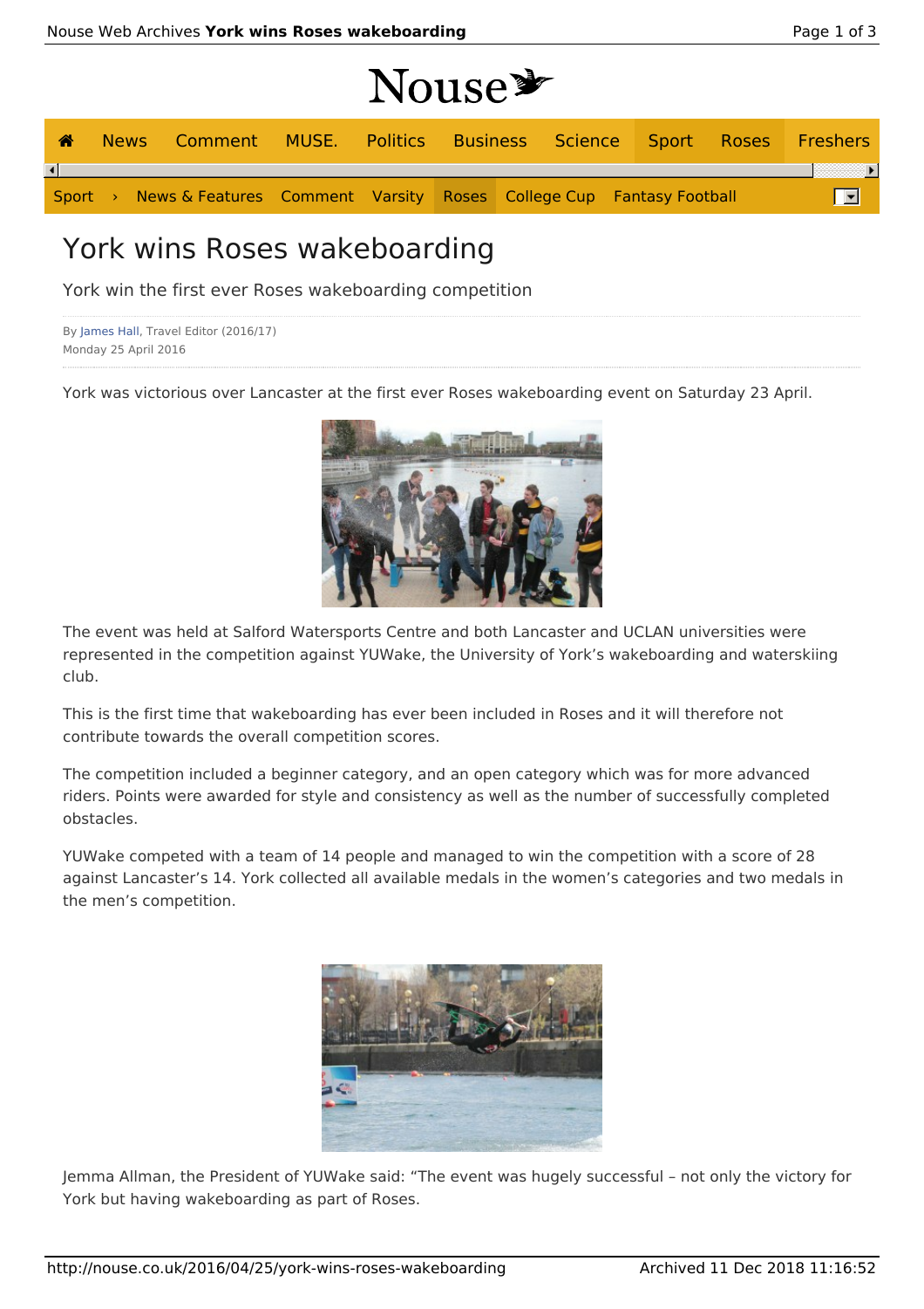# York wins Roses wakeboarding

York win the first ever Roses wakeboarding competition

By James Hall, Travel Editor (2016/17)
Monday 25 April 2016

York was victorious over Lancaster at the first ever Roses wakeboarding event on Saturday 23 April.

The event was held at Salford Watersports Centre and both Lancaster and UCLAN universities were represented in the competition against YUWake, the University of York's wakeboarding and waterskiing club.

This is the first time that wakeboarding has ever been included in Roses and it will therefore not contribute towards the overall competition scores.

The competition included a beginner category, and an open category which was for more advanced riders. Points were awarded for style and consistency as well as the number of successfully completed obstacles.

YUWake competed with a team of 14 people and managed to win the competition with a score of 28 against Lancaster's 14. York collected all available medals in the women's categories and two medals in the men's competition.

Jemma Allman, the President of YUWake said: "The event was hugely successful – not only the victory for York but having wakeboarding as part of Roses.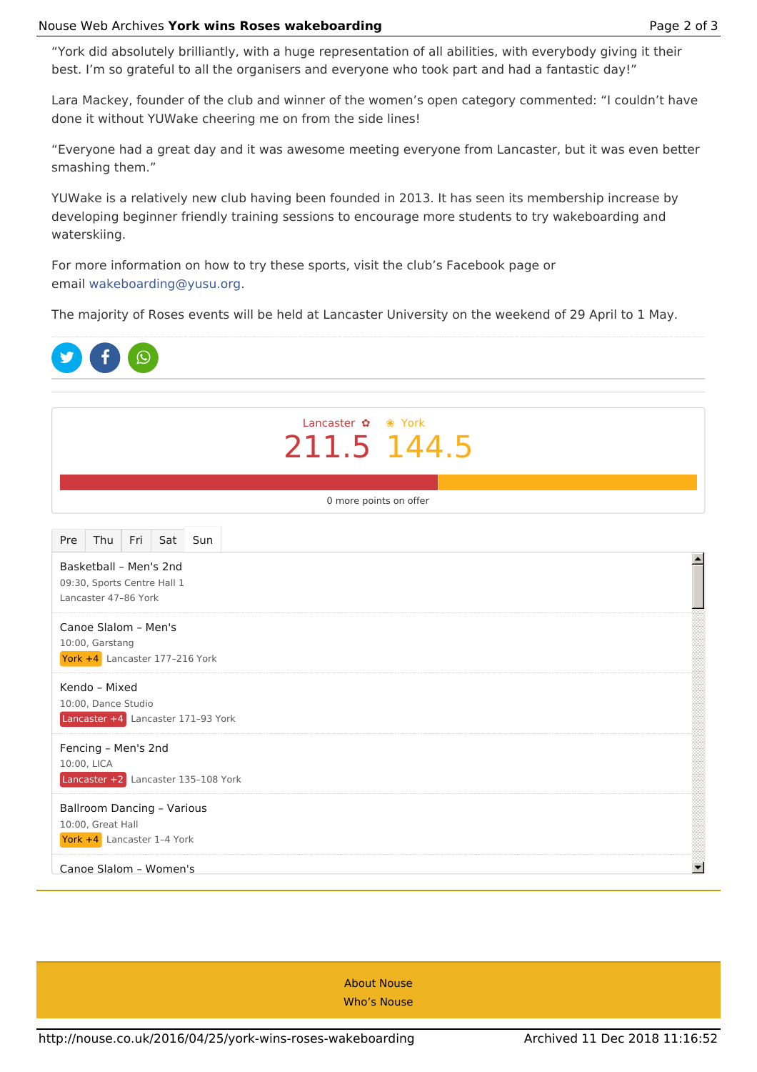"York did absolutely brilliantly, with a huge representation of all abilities, with everybody giving it their best. I'm so grateful to all the organisers and everyone who took part and had a fantastic day!"

Lara Mackey, founder of the club and winner of the women's open category commented: "I couldn't have done it without YUWake cheering me on from the side lines!

"Everyone had a great day and it was awesome meeting everyone from Lancaster, but it was even better smashing them."

YUWake is a relatively new club having been founded in 2013. It has seen its membership increase by developing beginner friendly training sessions to encourage more students to try wakeboarding and waterskiing.

For more information on how to try these sports, visit the club's Facebook page or email wakeboarding@yusu.org.

The majority of Roses events will be held at Lancaster University on the weekend of 29 April to 1 May.

---

Lancaster ✿ ❀ York

**211.5 144.5**

0 more points on offer

Pre | Thu | Fri | Sat | Sun

Basketball – Men's 2nd
09:30, Sports Centre Hall 1
Lancaster 47–86 York

Canoe Slalom – Men's
10:00, Garstang
York +4 Lancaster 177–216 York

Kendo – Mixed
10:00, Dance Studio
Lancaster +4 Lancaster 171–93 York

Fencing – Men's 2nd
10:00, LICA
Lancaster +2 Lancaster 135–108 York

Ballroom Dancing – Various
10:00, Great Hall
York +4 Lancaster 1–4 York

Canoe Slalom – Women's

About Nouse
Who's Nouse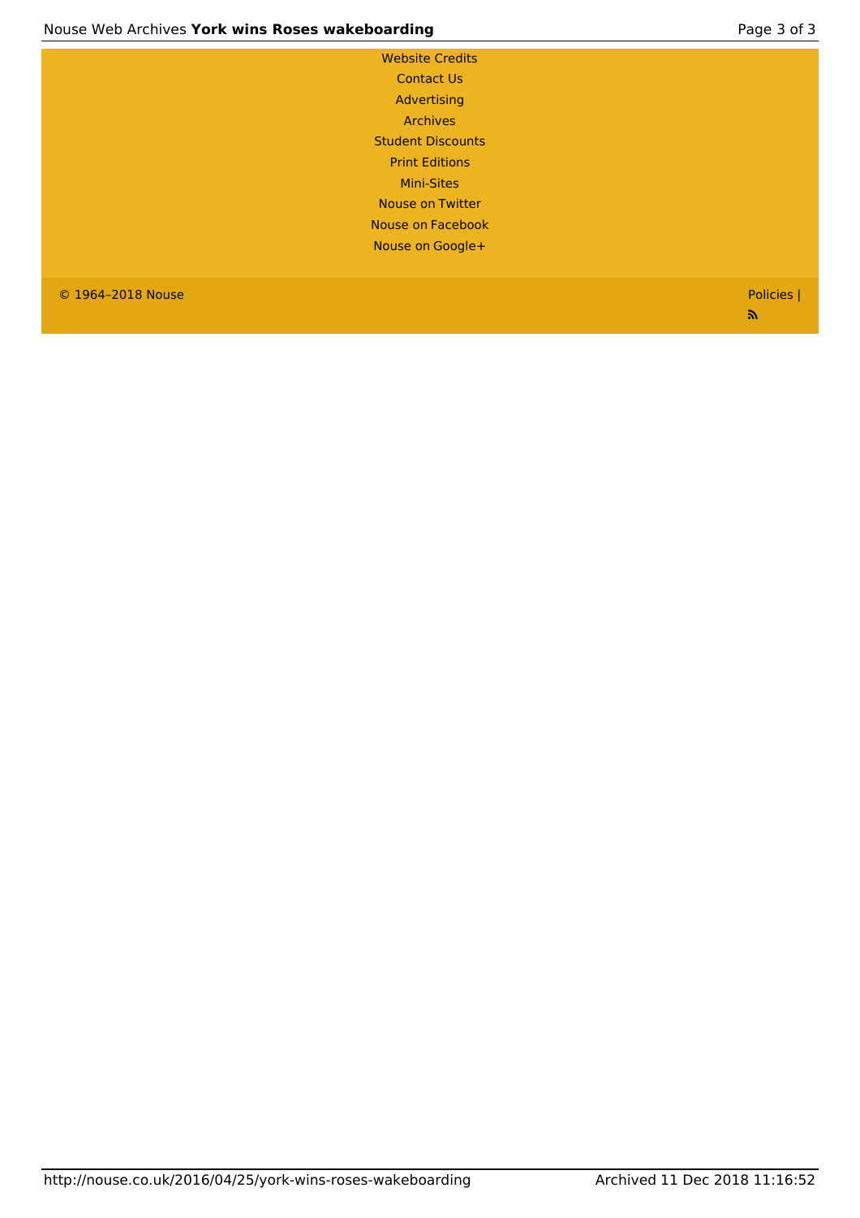Website Credits
Contact Us
Advertising
Archives
Student Discounts
Print Editions
Mini-Sites
Nouse on Twitter
Nouse on Facebook
Nouse on Google+

© 1964–2018 Nouse

Policies |